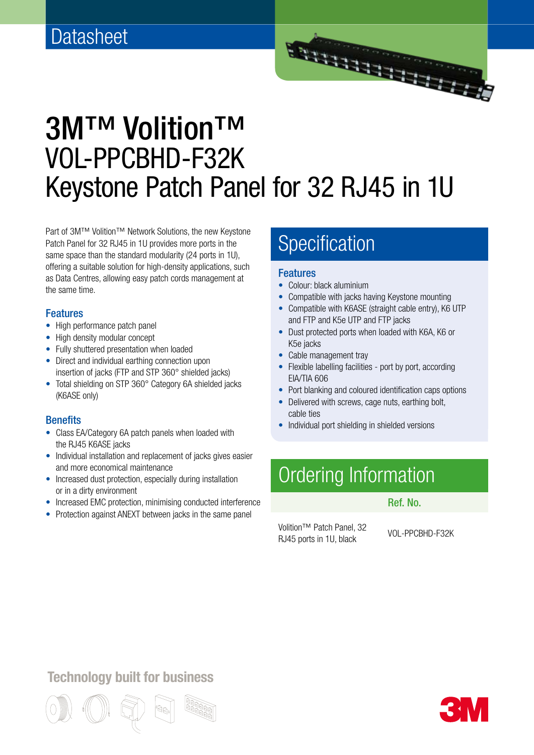Datasheet

# 3M™ Volition™
## VOL-PPCBHD-F32K
## Keystone Patch Panel for 32 RJ45 in 1U

Part of 3M™ Volition™ Network Solutions, the new Keystone Patch Panel for 32 RJ45 in 1U provides more ports in the same space than the standard modularity (24 ports in 1U), offering a suitable solution for high-density applications, such as Data Centres, allowing easy patch cords management at the same time.

### Features

- High performance patch panel
- High density modular concept
- Fully shuttered presentation when loaded
- Direct and individual earthing connection upon insertion of jacks (FTP and STP 360° shielded jacks)
- Total shielding on STP 360° Category 6A shielded jacks (K6ASE only)

### Benefits

- Class EA/Category 6A patch panels when loaded with the RJ45 K6ASE jacks
- Individual installation and replacement of jacks gives easier and more economical maintenance
- Increased dust protection, especially during installation or in a dirty environment
- Increased EMC protection, minimising conducted interference
- Protection against ANEXT between jacks in the same panel

## Specification

### Features

- Colour: black aluminium
- Compatible with jacks having Keystone mounting
- Compatible with K6ASE (straight cable entry), K6 UTP and FTP and K5e UTP and FTP jacks
- Dust protected ports when loaded with K6A, K6 or K5e jacks
- Cable management tray
- Flexible labelling facilities - port by port, according EIA/TIA 606
- Port blanking and coloured identification caps options
- Delivered with screws, cage nuts, earthing bolt, cable ties
- Individual port shielding in shielded versions

## Ordering Information

| | Ref. No. |
|---|---|
| Volition™ Patch Panel, 32 RJ45 ports in 1U, black | VOL-PPCBHD-F32K |

Technology built for business

3M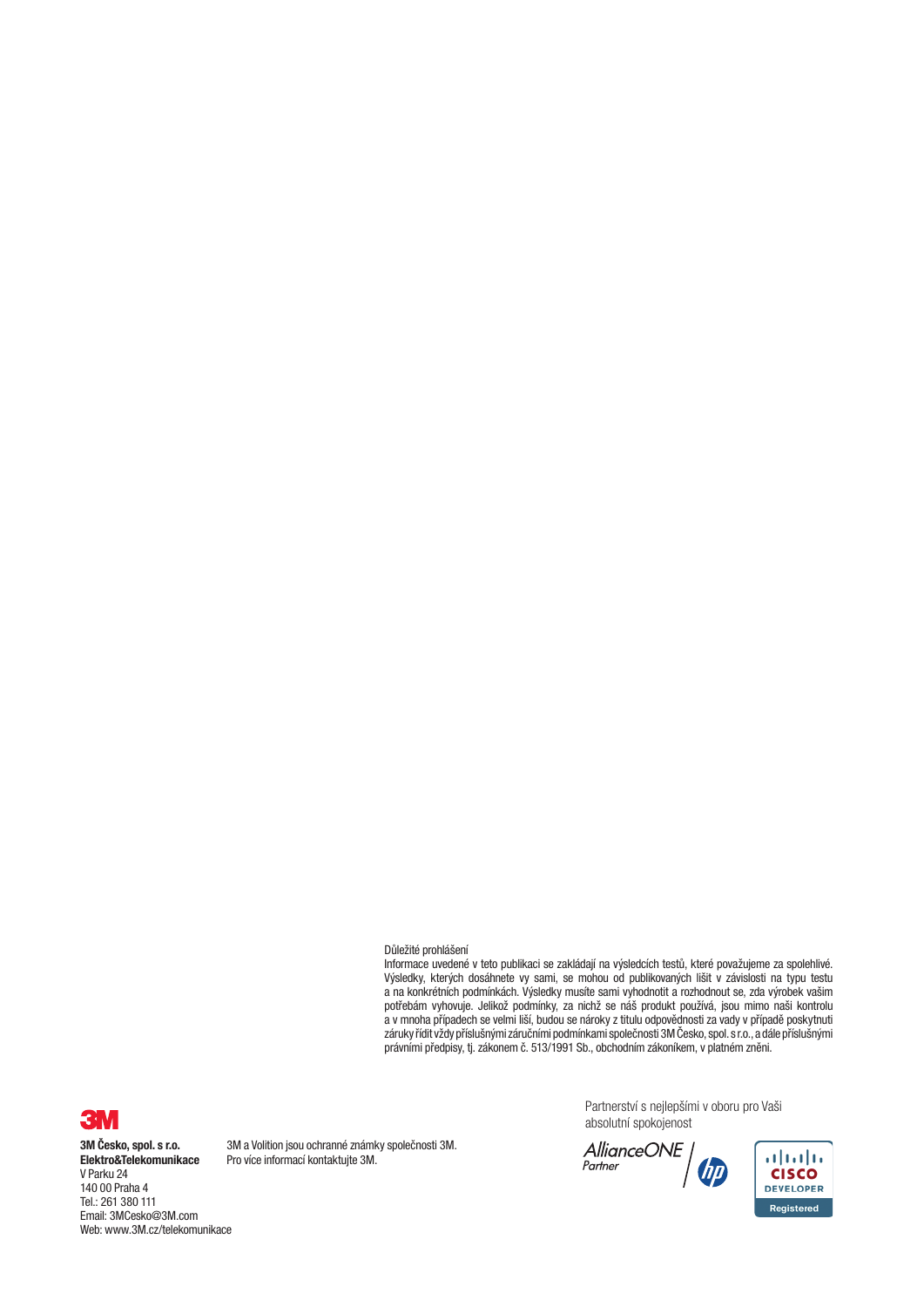Důležité prohlášení

Informace uvedené v teto publikaci se zakládají na výsledcích testů, které považujeme za spolehlivé. Výsledky, kterých dosáhnete vy sami, se mohou od publikovaných lišit v závislosti na typu testu a na konkrétních podmínkách. Výsledky musíte sami vyhodnotit a rozhodnout se, zda výrobek vašim potřebám vyhovuje. Jelikož podmínky, za nichž se náš produkt používá, jsou mimo naši kontrolu a v mnoha případech se velmi liší, budou se nároky z titulu odpovědnosti za vady v případě poskytnutí záruky řídit vždy příslušnými záručními podmínkami společnosti 3M Česko, spol. s r.o., a dále příslušnými právními předpisy, tj. zákonem č. 513/1991 Sb., obchodním zákoníkem, v platném znění.

Partnerství s nejlepšími v oboru pro Vaši absolutní spokojenost

AllianceONE Partner

CISCO DEVELOPER Registered

3M

**3M Česko, spol. s r.o.**
**Elektro&Telekomunikace**
V Parku 24
140 00 Praha 4
Tel.: 261 380 111
Email: 3MCesko@3M.com
Web: www.3M.cz/telekomunikace

3M a Volition jsou ochranné známky společnosti 3M.
Pro více informací kontaktujte 3M.